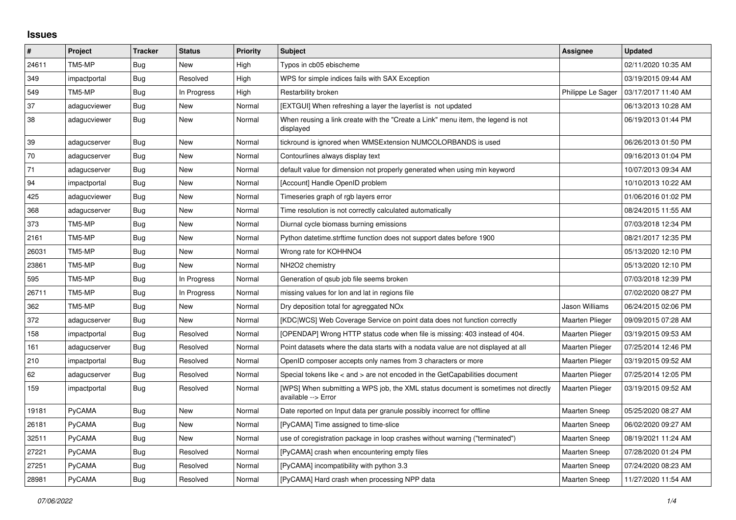# Issues

| # | Project | Tracker | Status | Priority | Subject | Assignee | Updated |
|---|---|---|---|---|---|---|---|
| 24611 | TM5-MP | Bug | New | High | Typos in cb05 ebischeme | | 02/11/2020 10:35 AM |
| 349 | impactportal | Bug | Resolved | High | WPS for simple indices fails with SAX Exception | | 03/19/2015 09:44 AM |
| 549 | TM5-MP | Bug | In Progress | High | Restarbility broken | Philippe Le Sager | 03/17/2017 11:40 AM |
| 37 | adagucviewer | Bug | New | Normal | [EXTGUI] When refreshing a layer the layerlist is not updated | | 06/13/2013 10:28 AM |
| 38 | adagucviewer | Bug | New | Normal | When reusing a link create with the "Create a Link" menu item, the legend is not displayed | | 06/19/2013 01:44 PM |
| 39 | adagucserver | Bug | New | Normal | tickround is ignored when WMSExtension NUMCOLORBANDS is used | | 06/26/2013 01:50 PM |
| 70 | adagucserver | Bug | New | Normal | Contourlines always display text | | 09/16/2013 01:04 PM |
| 71 | adagucserver | Bug | New | Normal | default value for dimension not properly generated when using min keyword | | 10/07/2013 09:34 AM |
| 94 | impactportal | Bug | New | Normal | [Account] Handle OpenID problem | | 10/10/2013 10:22 AM |
| 425 | adagucviewer | Bug | New | Normal | Timeseries graph of rgb layers error | | 01/06/2016 01:02 PM |
| 368 | adagucserver | Bug | New | Normal | Time resolution is not correctly calculated automatically | | 08/24/2015 11:55 AM |
| 373 | TM5-MP | Bug | New | Normal | Diurnal cycle biomass burning emissions | | 07/03/2018 12:34 PM |
| 2161 | TM5-MP | Bug | New | Normal | Python datetime.strftime function does not support dates before 1900 | | 08/21/2017 12:35 PM |
| 26031 | TM5-MP | Bug | New | Normal | Wrong rate for KOHHNO4 | | 05/13/2020 12:10 PM |
| 23861 | TM5-MP | Bug | New | Normal | NH2O2 chemistry | | 05/13/2020 12:10 PM |
| 595 | TM5-MP | Bug | In Progress | Normal | Generation of qsub job file seems broken | | 07/03/2018 12:39 PM |
| 26711 | TM5-MP | Bug | In Progress | Normal | missing values for lon and lat in regions file | | 07/02/2020 08:27 PM |
| 362 | TM5-MP | Bug | New | Normal | Dry deposition total for agreggated NOx | Jason Williams | 06/24/2015 02:06 PM |
| 372 | adagucserver | Bug | New | Normal | [KDC\|WCS] Web Coverage Service on point data does not function correctly | Maarten Plieger | 09/09/2015 07:28 AM |
| 158 | impactportal | Bug | Resolved | Normal | [OPENDAP] Wrong HTTP status code when file is missing: 403 instead of 404. | Maarten Plieger | 03/19/2015 09:53 AM |
| 161 | adagucserver | Bug | Resolved | Normal | Point datasets where the data starts with a nodata value are not displayed at all | Maarten Plieger | 07/25/2014 12:46 PM |
| 210 | impactportal | Bug | Resolved | Normal | OpenID composer accepts only names from 3 characters or more | Maarten Plieger | 03/19/2015 09:52 AM |
| 62 | adagucserver | Bug | Resolved | Normal | Special tokens like < and > are not encoded in the GetCapabilities document | Maarten Plieger | 07/25/2014 12:05 PM |
| 159 | impactportal | Bug | Resolved | Normal | [WPS] When submitting a WPS job, the XML status document is sometimes not directly available --> Error | Maarten Plieger | 03/19/2015 09:52 AM |
| 19181 | PyCAMA | Bug | New | Normal | Date reported on Input data per granule possibly incorrect for offline | Maarten Sneep | 05/25/2020 08:27 AM |
| 26181 | PyCAMA | Bug | New | Normal | [PyCAMA] Time assigned to time-slice | Maarten Sneep | 06/02/2020 09:27 AM |
| 32511 | PyCAMA | Bug | New | Normal | use of coregistration package in loop crashes without warning ("terminated") | Maarten Sneep | 08/19/2021 11:24 AM |
| 27221 | PyCAMA | Bug | Resolved | Normal | [PyCAMA] crash when encountering empty files | Maarten Sneep | 07/28/2020 01:24 PM |
| 27251 | PyCAMA | Bug | Resolved | Normal | [PyCAMA] incompatibility with python 3.3 | Maarten Sneep | 07/24/2020 08:23 AM |
| 28981 | PyCAMA | Bug | Resolved | Normal | [PyCAMA] Hard crash when processing NPP data | Maarten Sneep | 11/27/2020 11:54 AM |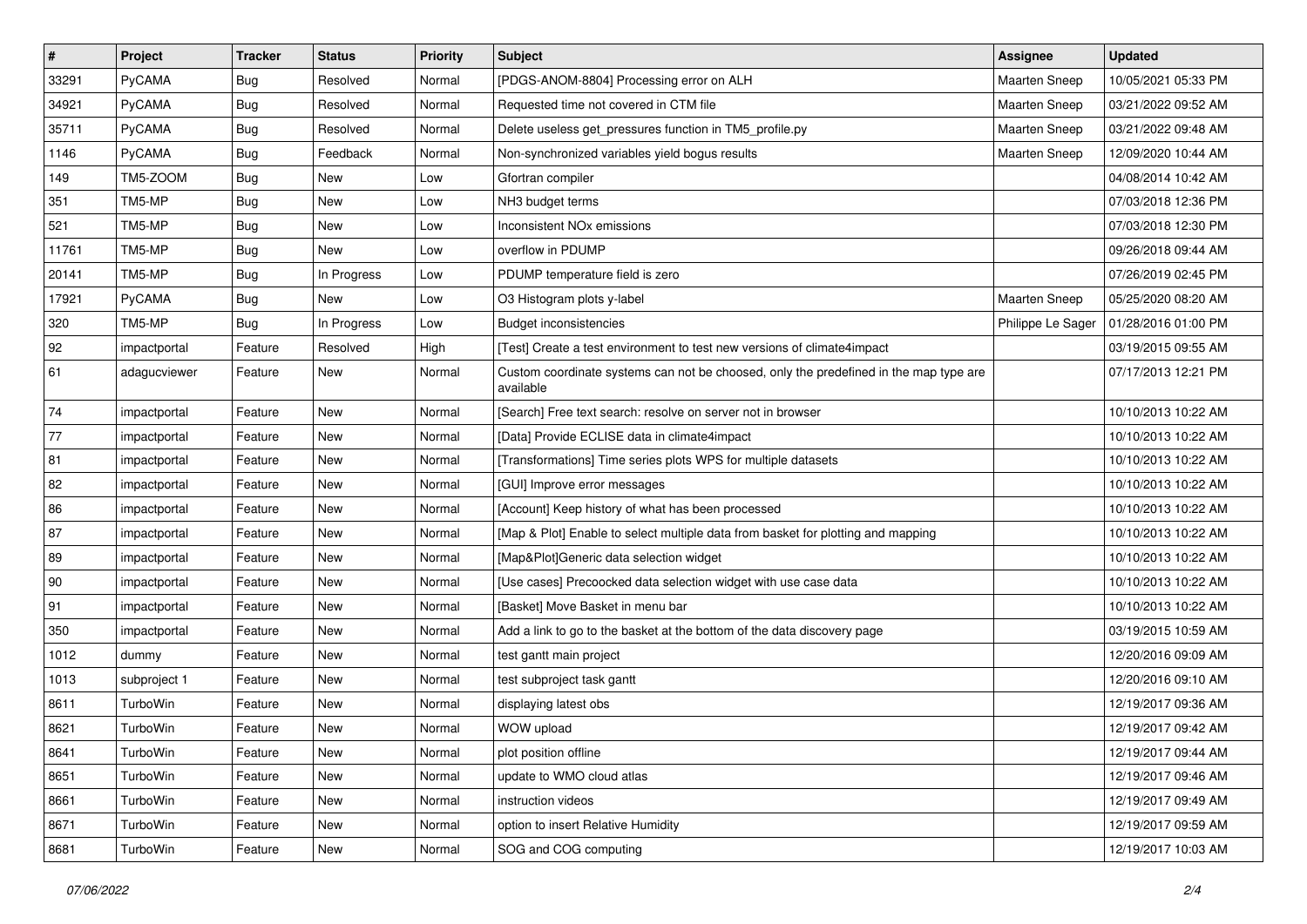| # | Project | Tracker | Status | Priority | Subject | Assignee | Updated |
|---|---|---|---|---|---|---|---|
| 33291 | PyCAMA | Bug | Resolved | Normal | [PDGS-ANOM-8804] Processing error on ALH | Maarten Sneep | 10/05/2021 05:33 PM |
| 34921 | PyCAMA | Bug | Resolved | Normal | Requested time not covered in CTM file | Maarten Sneep | 03/21/2022 09:52 AM |
| 35711 | PyCAMA | Bug | Resolved | Normal | Delete useless get_pressures function in TM5_profile.py | Maarten Sneep | 03/21/2022 09:48 AM |
| 1146 | PyCAMA | Bug | Feedback | Normal | Non-synchronized variables yield bogus results | Maarten Sneep | 12/09/2020 10:44 AM |
| 149 | TM5-ZOOM | Bug | New | Low | Gfortran compiler | | 04/08/2014 10:42 AM |
| 351 | TM5-MP | Bug | New | Low | NH3 budget terms | | 07/03/2018 12:36 PM |
| 521 | TM5-MP | Bug | New | Low | Inconsistent NOx emissions | | 07/03/2018 12:30 PM |
| 11761 | TM5-MP | Bug | New | Low | overflow in PDUMP | | 09/26/2018 09:44 AM |
| 20141 | TM5-MP | Bug | In Progress | Low | PDUMP temperature field is zero | | 07/26/2019 02:45 PM |
| 17921 | PyCAMA | Bug | New | Low | O3 Histogram plots y-label | Maarten Sneep | 05/25/2020 08:20 AM |
| 320 | TM5-MP | Bug | In Progress | Low | Budget inconsistencies | Philippe Le Sager | 01/28/2016 01:00 PM |
| 92 | impactportal | Feature | Resolved | High | [Test] Create a test environment to test new versions of climate4impact | | 03/19/2015 09:55 AM |
| 61 | adagucviewer | Feature | New | Normal | Custom coordinate systems can not be choosed, only the predefined in the map type are available | | 07/17/2013 12:21 PM |
| 74 | impactportal | Feature | New | Normal | [Search] Free text search: resolve on server not in browser | | 10/10/2013 10:22 AM |
| 77 | impactportal | Feature | New | Normal | [Data] Provide ECLISE data in climate4impact | | 10/10/2013 10:22 AM |
| 81 | impactportal | Feature | New | Normal | [Transformations] Time series plots WPS for multiple datasets | | 10/10/2013 10:22 AM |
| 82 | impactportal | Feature | New | Normal | [GUI] Improve error messages | | 10/10/2013 10:22 AM |
| 86 | impactportal | Feature | New | Normal | [Account] Keep history of what has been processed | | 10/10/2013 10:22 AM |
| 87 | impactportal | Feature | New | Normal | [Map & Plot] Enable to select multiple data from basket for plotting and mapping | | 10/10/2013 10:22 AM |
| 89 | impactportal | Feature | New | Normal | [Map&Plot]Generic data selection widget | | 10/10/2013 10:22 AM |
| 90 | impactportal | Feature | New | Normal | [Use cases] Precoocked data selection widget with use case data | | 10/10/2013 10:22 AM |
| 91 | impactportal | Feature | New | Normal | [Basket] Move Basket in menu bar | | 10/10/2013 10:22 AM |
| 350 | impactportal | Feature | New | Normal | Add a link to go to the basket at the bottom of the data discovery page | | 03/19/2015 10:59 AM |
| 1012 | dummy | Feature | New | Normal | test gantt main project | | 12/20/2016 09:09 AM |
| 1013 | subproject 1 | Feature | New | Normal | test subproject task gantt | | 12/20/2016 09:10 AM |
| 8611 | TurboWin | Feature | New | Normal | displaying latest obs | | 12/19/2017 09:36 AM |
| 8621 | TurboWin | Feature | New | Normal | WOW upload | | 12/19/2017 09:42 AM |
| 8641 | TurboWin | Feature | New | Normal | plot position offline | | 12/19/2017 09:44 AM |
| 8651 | TurboWin | Feature | New | Normal | update to WMO cloud atlas | | 12/19/2017 09:46 AM |
| 8661 | TurboWin | Feature | New | Normal | instruction videos | | 12/19/2017 09:49 AM |
| 8671 | TurboWin | Feature | New | Normal | option to insert Relative Humidity | | 12/19/2017 09:59 AM |
| 8681 | TurboWin | Feature | New | Normal | SOG and COG computing | | 12/19/2017 10:03 AM |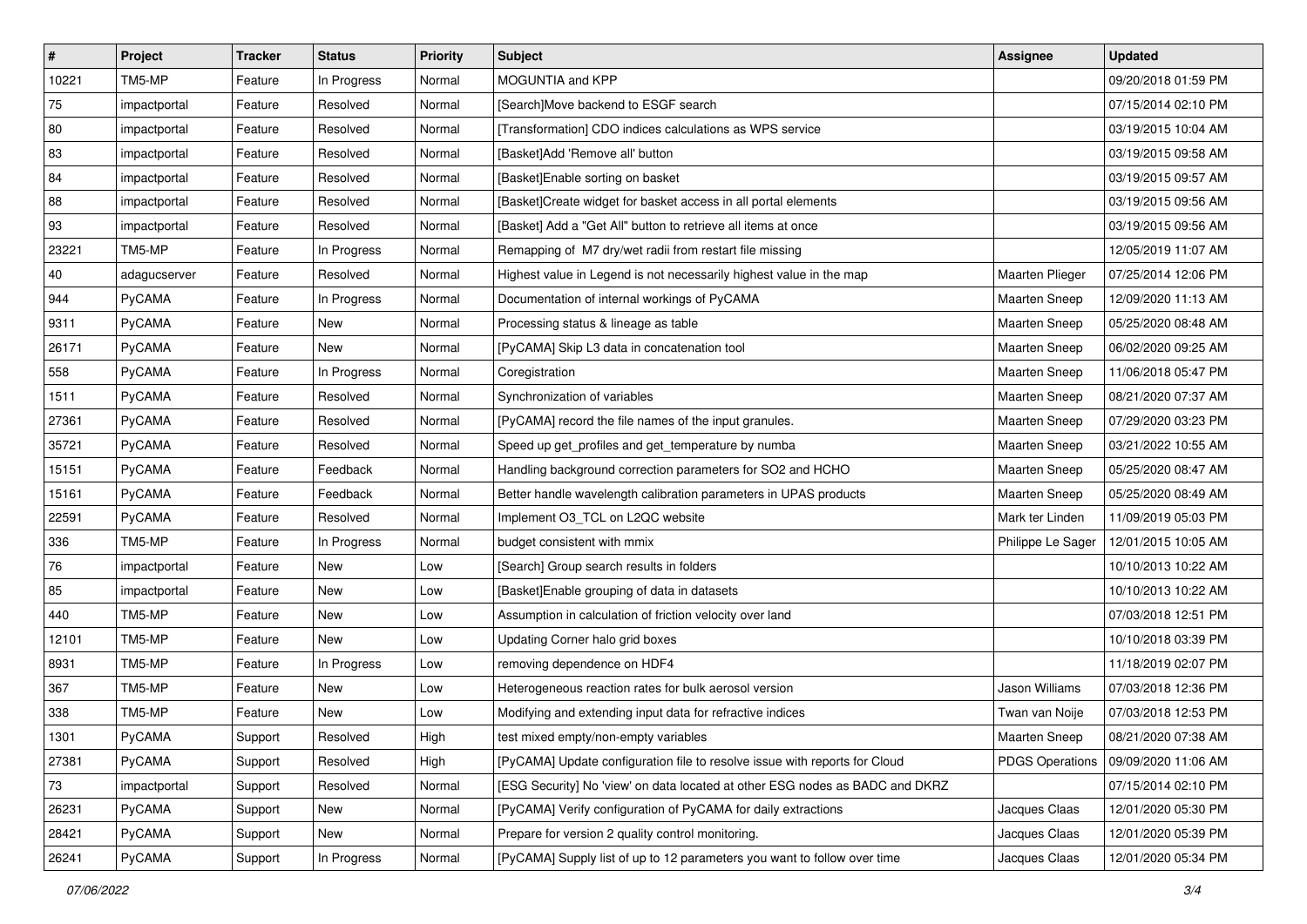| # | Project | Tracker | Status | Priority | Subject | Assignee | Updated |
|---|---|---|---|---|---|---|---|
| 10221 | TM5-MP | Feature | In Progress | Normal | MOGUNTIA and KPP | | 09/20/2018 01:59 PM |
| 75 | impactportal | Feature | Resolved | Normal | [Search]Move backend to ESGF search | | 07/15/2014 02:10 PM |
| 80 | impactportal | Feature | Resolved | Normal | [Transformation] CDO indices calculations as WPS service | | 03/19/2015 10:04 AM |
| 83 | impactportal | Feature | Resolved | Normal | [Basket]Add 'Remove all' button | | 03/19/2015 09:58 AM |
| 84 | impactportal | Feature | Resolved | Normal | [Basket]Enable sorting on basket | | 03/19/2015 09:57 AM |
| 88 | impactportal | Feature | Resolved | Normal | [Basket]Create widget for basket access in all portal elements | | 03/19/2015 09:56 AM |
| 93 | impactportal | Feature | Resolved | Normal | [Basket] Add a "Get All" button to retrieve all items at once | | 03/19/2015 09:56 AM |
| 23221 | TM5-MP | Feature | In Progress | Normal | Remapping of M7 dry/wet radii from restart file missing | | 12/05/2019 11:07 AM |
| 40 | adagucserver | Feature | Resolved | Normal | Highest value in Legend is not necessarily highest value in the map | Maarten Plieger | 07/25/2014 12:06 PM |
| 944 | PyCAMA | Feature | In Progress | Normal | Documentation of internal workings of PyCAMA | Maarten Sneep | 12/09/2020 11:13 AM |
| 9311 | PyCAMA | Feature | New | Normal | Processing status & lineage as table | Maarten Sneep | 05/25/2020 08:48 AM |
| 26171 | PyCAMA | Feature | New | Normal | [PyCAMA] Skip L3 data in concatenation tool | Maarten Sneep | 06/02/2020 09:25 AM |
| 558 | PyCAMA | Feature | In Progress | Normal | Coregistration | Maarten Sneep | 11/06/2018 05:47 PM |
| 1511 | PyCAMA | Feature | Resolved | Normal | Synchronization of variables | Maarten Sneep | 08/21/2020 07:37 AM |
| 27361 | PyCAMA | Feature | Resolved | Normal | [PyCAMA] record the file names of the input granules. | Maarten Sneep | 07/29/2020 03:23 PM |
| 35721 | PyCAMA | Feature | Resolved | Normal | Speed up get_profiles and get_temperature by numba | Maarten Sneep | 03/21/2022 10:55 AM |
| 15151 | PyCAMA | Feature | Feedback | Normal | Handling background correction parameters for SO2 and HCHO | Maarten Sneep | 05/25/2020 08:47 AM |
| 15161 | PyCAMA | Feature | Feedback | Normal | Better handle wavelength calibration parameters in UPAS products | Maarten Sneep | 05/25/2020 08:49 AM |
| 22591 | PyCAMA | Feature | Resolved | Normal | Implement O3_TCL on L2QC website | Mark ter Linden | 11/09/2019 05:03 PM |
| 336 | TM5-MP | Feature | In Progress | Normal | budget consistent with mmix | Philippe Le Sager | 12/01/2015 10:05 AM |
| 76 | impactportal | Feature | New | Low | [Search] Group search results in folders | | 10/10/2013 10:22 AM |
| 85 | impactportal | Feature | New | Low | [Basket]Enable grouping of data in datasets | | 10/10/2013 10:22 AM |
| 440 | TM5-MP | Feature | New | Low | Assumption in calculation of friction velocity over land | | 07/03/2018 12:51 PM |
| 12101 | TM5-MP | Feature | New | Low | Updating Corner halo grid boxes | | 10/10/2018 03:39 PM |
| 8931 | TM5-MP | Feature | In Progress | Low | removing dependence on HDF4 | | 11/18/2019 02:07 PM |
| 367 | TM5-MP | Feature | New | Low | Heterogeneous reaction rates for bulk aerosol version | Jason Williams | 07/03/2018 12:36 PM |
| 338 | TM5-MP | Feature | New | Low | Modifying and extending input data for refractive indices | Twan van Noije | 07/03/2018 12:53 PM |
| 1301 | PyCAMA | Support | Resolved | High | test mixed empty/non-empty variables | Maarten Sneep | 08/21/2020 07:38 AM |
| 27381 | PyCAMA | Support | Resolved | High | [PyCAMA] Update configuration file to resolve issue with reports for Cloud | PDGS Operations | 09/09/2020 11:06 AM |
| 73 | impactportal | Support | Resolved | Normal | [ESG Security] No 'view' on data located at other ESG nodes as BADC and DKRZ | | 07/15/2014 02:10 PM |
| 26231 | PyCAMA | Support | New | Normal | [PyCAMA] Verify configuration of PyCAMA for daily extractions | Jacques Claas | 12/01/2020 05:30 PM |
| 28421 | PyCAMA | Support | New | Normal | Prepare for version 2 quality control monitoring. | Jacques Claas | 12/01/2020 05:39 PM |
| 26241 | PyCAMA | Support | In Progress | Normal | [PyCAMA] Supply list of up to 12 parameters you want to follow over time | Jacques Claas | 12/01/2020 05:34 PM |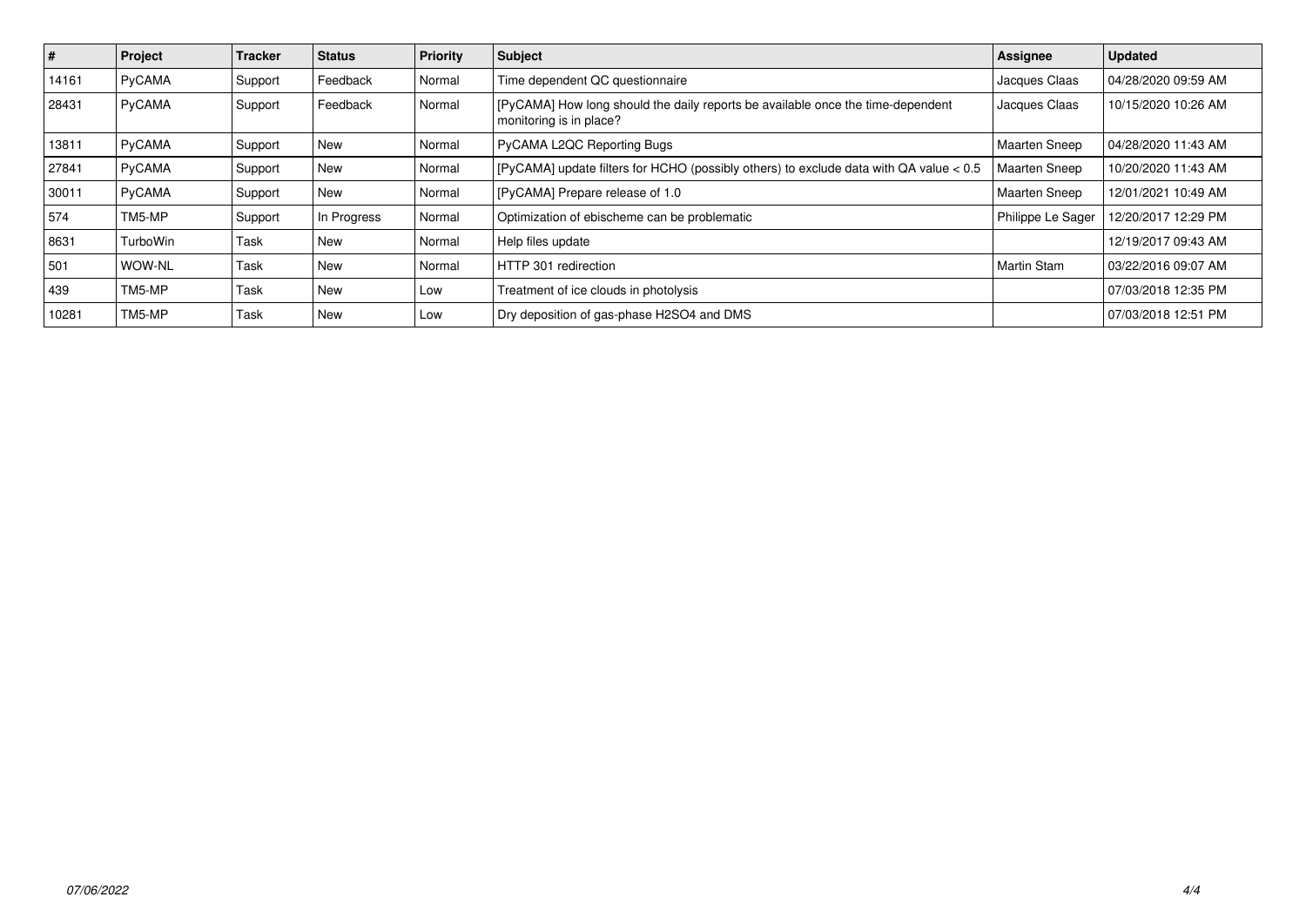| # | Project | Tracker | Status | Priority | Subject | Assignee | Updated |
|---|---|---|---|---|---|---|---|
| 14161 | PyCAMA | Support | Feedback | Normal | Time dependent QC questionnaire | Jacques Claas | 04/28/2020 09:59 AM |
| 28431 | PyCAMA | Support | Feedback | Normal | [PyCAMA] How long should the daily reports be available once the time-dependent monitoring is in place? | Jacques Claas | 10/15/2020 10:26 AM |
| 13811 | PyCAMA | Support | New | Normal | PyCAMA L2QC Reporting Bugs | Maarten Sneep | 04/28/2020 11:43 AM |
| 27841 | PyCAMA | Support | New | Normal | [PyCAMA] update filters for HCHO (possibly others) to exclude data with QA value < 0.5 | Maarten Sneep | 10/20/2020 11:43 AM |
| 30011 | PyCAMA | Support | New | Normal | [PyCAMA] Prepare release of 1.0 | Maarten Sneep | 12/01/2021 10:49 AM |
| 574 | TM5-MP | Support | In Progress | Normal | Optimization of ebischeme can be problematic | Philippe Le Sager | 12/20/2017 12:29 PM |
| 8631 | TurboWin | Task | New | Normal | Help files update | | 12/19/2017 09:43 AM |
| 501 | WOW-NL | Task | New | Normal | HTTP 301 redirection | Martin Stam | 03/22/2016 09:07 AM |
| 439 | TM5-MP | Task | New | Low | Treatment of ice clouds in photolysis | | 07/03/2018 12:35 PM |
| 10281 | TM5-MP | Task | New | Low | Dry deposition of gas-phase H2SO4 and DMS | | 07/03/2018 12:51 PM |

*07/06/2022*